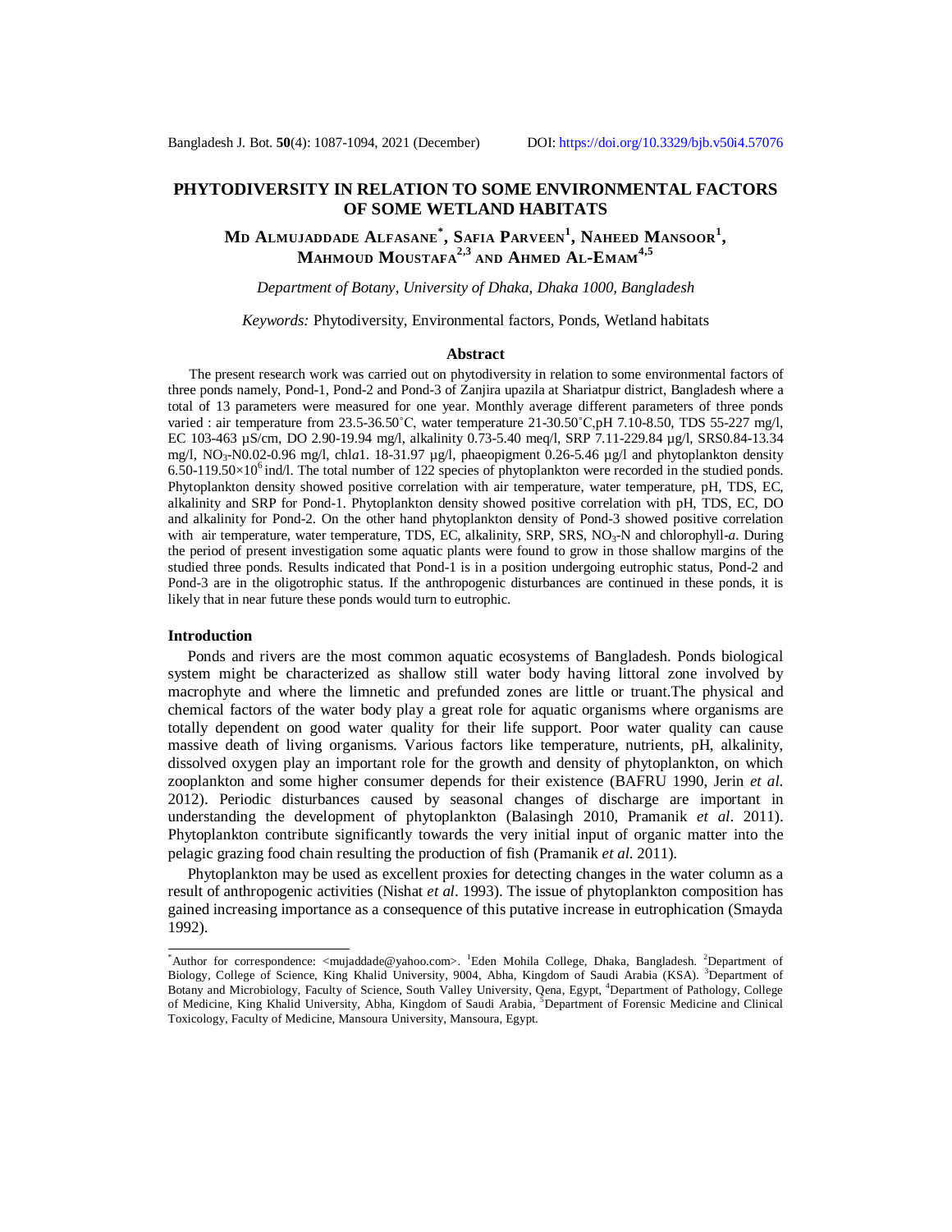# PHYTODIVERSITY IN RELATION TO SOME ENVIRONMENTAL FACTORS OF SOME WETLAND HABITATS

**MD ALMUJADDADE ALFASANE\*, SAFIA PARVEEN[1], NAHEED MANSOOR[1], MAHMOUD MOUSTAFA[2,3] AND AHMED AL-EMAM[4,5]**

*Department of Botany, University of Dhaka, Dhaka 1000, Bangladesh*

*Keywords:* Phytodiversity, Environmental factors, Ponds, Wetland habitats

## Abstract

The present research work was carried out on phytodiversity in relation to some environmental factors of three ponds namely, Pond-1, Pond-2 and Pond-3 of Zanjira upazila at Shariatpur district, Bangladesh where a total of 13 parameters were measured for one year. Monthly average different parameters of three ponds varied : air temperature from 23.5-36.50˚C, water temperature 21-30.50˚C,pH 7.10-8.50, TDS 55-227 mg/l, EC 103-463 µS/cm, DO 2.90-19.94 mg/l, alkalinity 0.73-5.40 meq/l, SRP 7.11-229.84 µg/l, SRS0.84-13.34 mg/l, $NO_3$-N0.02-0.96 mg/l, chl*a*1. 18-31.97 µg/l, phaeopigment 0.26-5.46 µg/l and phytoplankton density $6.50\text{-}119.50 \times 10^6$ ind/l. The total number of 122 species of phytoplankton were recorded in the studied ponds. Phytoplankton density showed positive correlation with air temperature, water temperature, pH, TDS, EC, alkalinity and SRP for Pond-1. Phytoplankton density showed positive correlation with pH, TDS, EC, DO and alkalinity for Pond-2. On the other hand phytoplankton density of Pond-3 showed positive correlation with air temperature, water temperature, TDS, EC, alkalinity, SRP, SRS, $NO_3$-N and chlorophyll-*a*. During the period of present investigation some aquatic plants were found to grow in those shallow margins of the studied three ponds. Results indicated that Pond-1 is in a position undergoing eutrophic status, Pond-2 and Pond-3 are in the oligotrophic status. If the anthropogenic disturbances are continued in these ponds, it is likely that in near future these ponds would turn to eutrophic.

## Introduction

Ponds and rivers are the most common aquatic ecosystems of Bangladesh. Ponds biological system might be characterized as shallow still water body having littoral zone involved by macrophyte and where the limnetic and prefunded zones are little or truant.The physical and chemical factors of the water body play a great role for aquatic organisms where organisms are totally dependent on good water quality for their life support. Poor water quality can cause massive death of living organisms. Various factors like temperature, nutrients, pH, alkalinity, dissolved oxygen play an important role for the growth and density of phytoplankton, on which zooplankton and some higher consumer depends for their existence (BAFRU 1990, Jerin *et al.* 2012). Periodic disturbances caused by seasonal changes of discharge are important in understanding the development of phytoplankton (Balasingh 2010, Pramanik *et al*. 2011). Phytoplankton contribute significantly towards the very initial input of organic matter into the pelagic grazing food chain resulting the production of fish (Pramanik *et al.* 2011).

Phytoplankton may be used as excellent proxies for detecting changes in the water column as a result of anthropogenic activities (Nishat *et al*. 1993). The issue of phytoplankton composition has gained increasing importance as a consequence of this putative increase in eutrophication (Smayda 1992).

---

\*Author for correspondence: <mujaddade@yahoo.com>. [1]Eden Mohila College, Dhaka, Bangladesh. [2]Department of Biology, College of Science, King Khalid University, 9004, Abha, Kingdom of Saudi Arabia (KSA). [3]Department of Botany and Microbiology, Faculty of Science, South Valley University, Qena, Egypt, [4]Department of Pathology, College of Medicine, King Khalid University, Abha, Kingdom of Saudi Arabia, [5]Department of Forensic Medicine and Clinical Toxicology, Faculty of Medicine, Mansoura University, Mansoura, Egypt.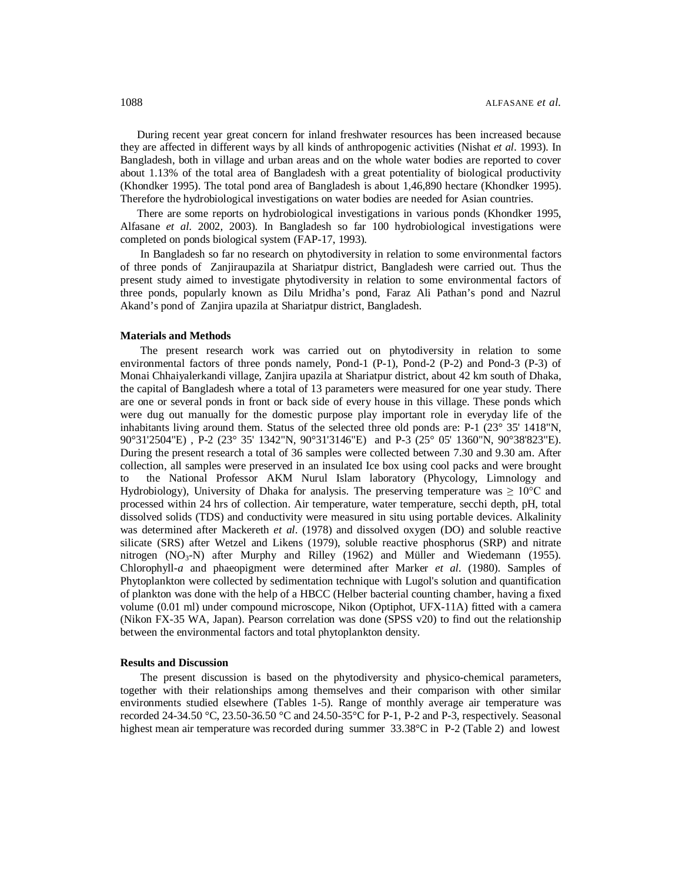During recent year great concern for inland freshwater resources has been increased because they are affected in different ways by all kinds of anthropogenic activities (Nishat *et al*. 1993). In Bangladesh, both in village and urban areas and on the whole water bodies are reported to cover about 1.13% of the total area of Bangladesh with a great potentiality of biological productivity (Khondker 1995). The total pond area of Bangladesh is about 1,46,890 hectare (Khondker 1995). Therefore the hydrobiological investigations on water bodies are needed for Asian countries.

There are some reports on hydrobiological investigations in various ponds (Khondker 1995, Alfasane *et al.* 2002, 2003). In Bangladesh so far 100 hydrobiological investigations were completed on ponds biological system (FAP-17, 1993).

In Bangladesh so far no research on phytodiversity in relation to some environmental factors of three ponds of Zanjiraupazila at Shariatpur district, Bangladesh were carried out. Thus the present study aimed to investigate phytodiversity in relation to some environmental factors of three ponds, popularly known as Dilu Mridha's pond, Faraz Ali Pathan's pond and Nazrul Akand's pond of Zanjira upazila at Shariatpur district, Bangladesh.

**Materials and Methods**

The present research work was carried out on phytodiversity in relation to some environmental factors of three ponds namely, Pond-1 (P-1), Pond-2 (P-2) and Pond-3 (P-3) of Monai Chhaiyalerkandi village, Zanjira upazila at Shariatpur district, about 42 km south of Dhaka, the capital of Bangladesh where a total of 13 parameters were measured for one year study. There are one or several ponds in front or back side of every house in this village. These ponds which were dug out manually for the domestic purpose play important role in everyday life of the inhabitants living around them. Status of the selected three old ponds are: P-1 (23° 35' 1418"N, 90°31'2504"E) , P-2 (23° 35' 1342"N, 90°31'3146"E) and P-3 (25° 05' 1360"N, 90°38'823"E). During the present research a total of 36 samples were collected between 7.30 and 9.30 am. After collection, all samples were preserved in an insulated Ice box using cool packs and were brought to the National Professor AKM Nurul Islam laboratory (Phycology, Limnology and Hydrobiology), University of Dhaka for analysis. The preserving temperature was ≥ 10°C and processed within 24 hrs of collection. Air temperature, water temperature, secchi depth, pH, total dissolved solids (TDS) and conductivity were measured in situ using portable devices. Alkalinity was determined after Mackereth *et al*. (1978) and dissolved oxygen (DO) and soluble reactive silicate (SRS) after Wetzel and Likens (1979), soluble reactive phosphorus (SRP) and nitrate nitrogen ($NO_3$-N) after Murphy and Rilley (1962) and Müller and Wiedemann (1955). Chlorophyll-*a* and phaeopigment were determined after Marker *et al*. (1980). Samples of Phytoplankton were collected by sedimentation technique with Lugol's solution and quantification of plankton was done with the help of a HBCC (Helber bacterial counting chamber, having a fixed volume (0.01 ml) under compound microscope, Nikon (Optiphot, UFX-11A) fitted with a camera (Nikon FX-35 WA, Japan). Pearson correlation was done (SPSS v20) to find out the relationship between the environmental factors and total phytoplankton density.

**Results and Discussion**

The present discussion is based on the phytodiversity and physico-chemical parameters, together with their relationships among themselves and their comparison with other similar environments studied elsewhere (Tables 1-5). Range of monthly average air temperature was recorded 24-34.50 °C, 23.50-36.50 °C and 24.50-35°C for P-1, P-2 and P-3, respectively. Seasonal highest mean air temperature was recorded during summer 33.38°C in P-2 (Table 2) and lowest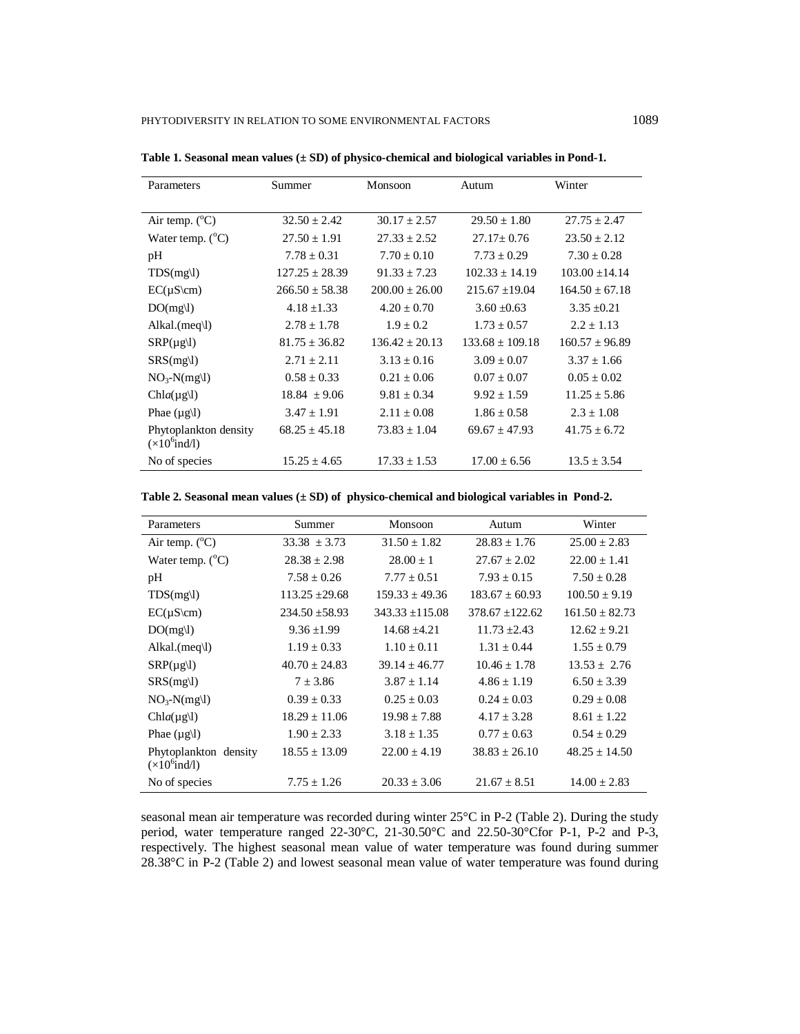**Table 1. Seasonal mean values (± SD) of physico-chemical and biological variables in Pond-1.**

| Parameters | Summer | Monsoon | Autum | Winter |
|---|---|---|---|---|
| Air temp. ($^{o}$C) | 32.50 ± 2.42 | 30.17 ± 2.57 | 29.50 ± 1.80 | 27.75 ± 2.47 |
| Water temp. ($^{o}$C) | 27.50 ± 1.91 | 27.33 ± 2.52 | 27.17± 0.76 | 23.50 ± 2.12 |
| pH | 7.78 ± 0.31 | 7.70 ± 0.10 | 7.73 ± 0.29 | 7.30 ± 0.28 |
| TDS(mg\l) | 127.25 ± 28.39 | 91.33 ± 7.23 | 102.33 ± 14.19 | 103.00 ±14.14 |
| EC(µS\cm) | 266.50 ± 58.38 | 200.00 ± 26.00 | 215.67 ±19.04 | 164.50 ± 67.18 |
| DO(mg\l) | 4.18 ±1.33 | 4.20 ± 0.70 | 3.60 ±0.63 | 3.35 ±0.21 |
| Alkal.(meq\l) | 2.78 ± 1.78 | 1.9 ± 0.2 | 1.73 ± 0.57 | 2.2 ± 1.13 |
| SRP(µg\l) | 81.75 ± 36.82 | 136.42 ± 20.13 | 133.68 ± 109.18 | 160.57 ± 96.89 |
| SRS(mg\l) | 2.71 ± 2.11 | 3.13 ± 0.16 | 3.09 ± 0.07 | 3.37 ± 1.66 |
| $NO_3$-N(mg\l) | 0.58 ± 0.33 | 0.21 ± 0.06 | 0.07 ± 0.07 | 0.05 ± 0.02 |
| Chl*a*(µg\l) | 18.84 ± 9.06 | 9.81 ± 0.34 | 9.92 ± 1.59 | 11.25 ± 5.86 |
| Phae (µg\l) | 3.47 ± 1.91 | 2.11 ± 0.08 | 1.86 ± 0.58 | 2.3 ± 1.08 |
| Phytoplankton density ($\times10^{6}$ind/l) | 68.25 ± 45.18 | 73.83 ± 1.04 | 69.67 ± 47.93 | 41.75 ± 6.72 |
| No of species | 15.25 ± 4.65 | 17.33 ± 1.53 | 17.00 ± 6.56 | 13.5 ± 3.54 |

**Table 2. Seasonal mean values (± SD) of physico-chemical and biological variables in Pond-2.**

| Parameters | Summer | Monsoon | Autum | Winter |
|---|---|---|---|---|
| Air temp. ($^{o}$C) | 33.38 ± 3.73 | 31.50 ± 1.82 | 28.83 ± 1.76 | 25.00 ± 2.83 |
| Water temp. ($^{o}$C) | 28.38 ± 2.98 | 28.00 ± 1 | 27.67 ± 2.02 | 22.00 ± 1.41 |
| pH | 7.58 ± 0.26 | 7.77 ± 0.51 | 7.93 ± 0.15 | 7.50 ± 0.28 |
| TDS(mg\l) | 113.25 ±29.68 | 159.33 ± 49.36 | 183.67 ± 60.93 | 100.50 ± 9.19 |
| EC(µS\cm) | 234.50 ±58.93 | 343.33 ±115.08 | 378.67 ±122.62 | 161.50 ± 82.73 |
| DO(mg\l) | 9.36 ±1.99 | 14.68 ±4.21 | 11.73 ±2.43 | 12.62 ± 9.21 |
| Alkal.(meq\l) | 1.19 ± 0.33 | 1.10 ± 0.11 | 1.31 ± 0.44 | 1.55 ± 0.79 |
| SRP(µg\l) | 40.70 ± 24.83 | 39.14 ± 46.77 | 10.46 ± 1.78 | 13.53 ± 2.76 |
| SRS(mg\l) | 7 ± 3.86 | 3.87 ± 1.14 | 4.86 ± 1.19 | 6.50 ± 3.39 |
| $NO_3$-N(mg\l) | 0.39 ± 0.33 | 0.25 ± 0.03 | 0.24 ± 0.03 | 0.29 ± 0.08 |
| Chl*a*(µg\l) | 18.29 ± 11.06 | 19.98 ± 7.88 | 4.17 ± 3.28 | 8.61 ± 1.22 |
| Phae (µg\l) | 1.90 ± 2.33 | 3.18 ± 1.35 | 0.77 ± 0.63 | 0.54 ± 0.29 |
| Phytoplankton density ($\times10^{6}$ind/l) | 18.55 ± 13.09 | 22.00 ± 4.19 | 38.83 ± 26.10 | 48.25 ± 14.50 |
| No of species | 7.75 ± 1.26 | 20.33 ± 3.06 | 21.67 ± 8.51 | 14.00 ± 2.83 |

seasonal mean air temperature was recorded during winter 25°C in P-2 (Table 2). During the study period, water temperature ranged 22-30°C, 21-30.50°C and 22.50-30°Cfor P-1, P-2 and P-3, respectively. The highest seasonal mean value of water temperature was found during summer 28.38°C in P-2 (Table 2) and lowest seasonal mean value of water temperature was found during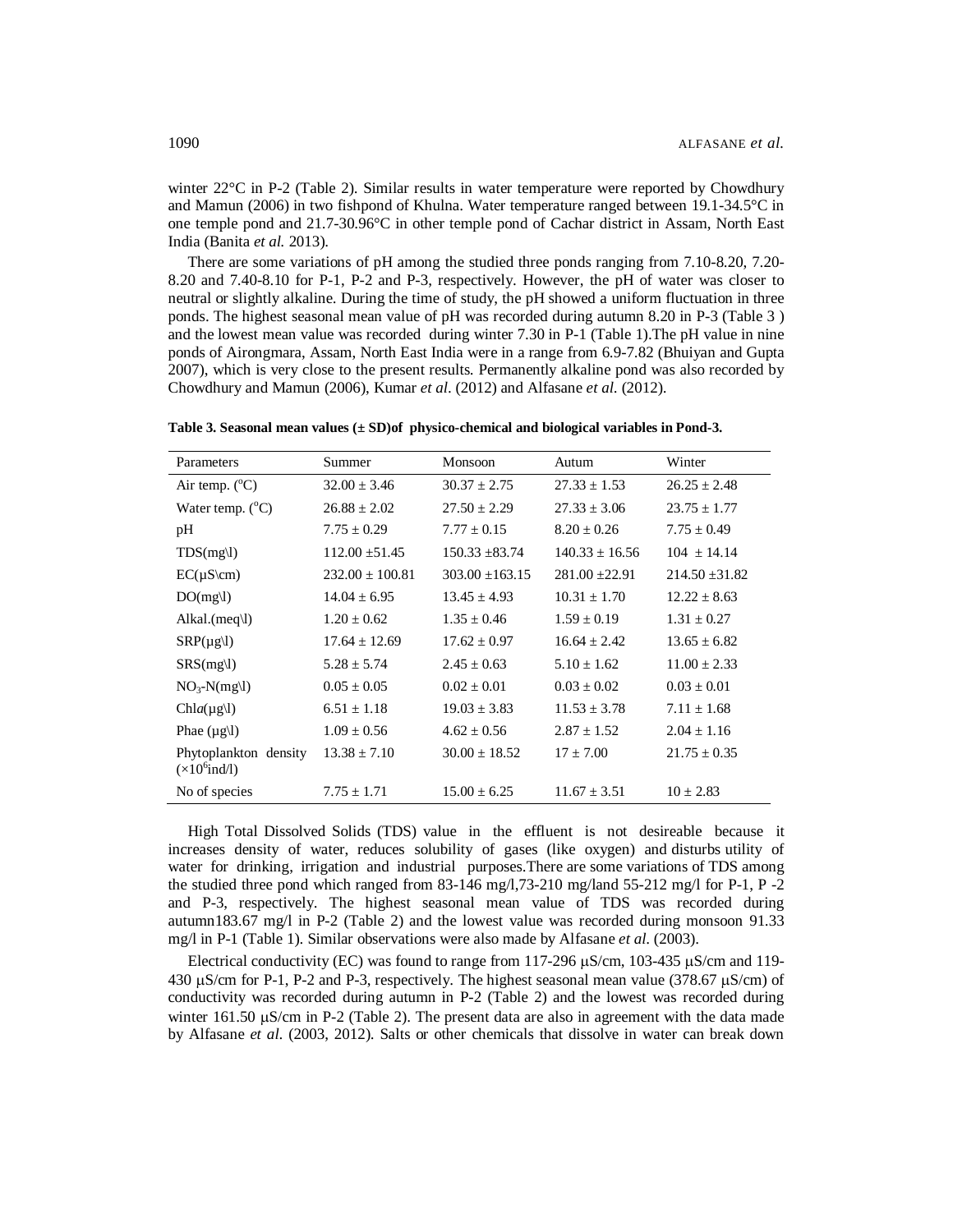winter 22°C in P-2 (Table 2). Similar results in water temperature were reported by Chowdhury and Mamun (2006) in two fishpond of Khulna. Water temperature ranged between 19.1-34.5°C in one temple pond and 21.7-30.96°C in other temple pond of Cachar district in Assam, North East India (Banita *et al.* 2013).

There are some variations of pH among the studied three ponds ranging from 7.10-8.20, 7.20-8.20 and 7.40-8.10 for P-1, P-2 and P-3, respectively. However, the pH of water was closer to neutral or slightly alkaline. During the time of study, the pH showed a uniform fluctuation in three ponds. The highest seasonal mean value of pH was recorded during autumn 8.20 in P-3 (Table 3 ) and the lowest mean value was recorded during winter 7.30 in P-1 (Table 1).The pH value in nine ponds of Airongmara, Assam, North East India were in a range from 6.9-7.82 (Bhuiyan and Gupta 2007), which is very close to the present results. Permanently alkaline pond was also recorded by Chowdhury and Mamun (2006), Kumar *et al.* (2012) and Alfasane *et al.* (2012).

**Table 3. Seasonal mean values (± SD)of physico-chemical and biological variables in Pond-3.**

| Parameters | Summer | Monsoon | Autum | Winter |
|---|---|---|---|---|
| Air temp. ($^{o}$C) | 32.00 ± 3.46 | 30.37 ± 2.75 | 27.33 ± 1.53 | 26.25 ± 2.48 |
| Water temp. ($^{o}$C) | 26.88 ± 2.02 | 27.50 ± 2.29 | 27.33 ± 3.06 | 23.75 ± 1.77 |
| pH | 7.75 ± 0.29 | 7.77 ± 0.15 | 8.20 ± 0.26 | 7.75 ± 0.49 |
| TDS(mg\l) | 112.00 ±51.45 | 150.33 ±83.74 | 140.33 ± 16.56 | 104 ± 14.14 |
| EC(µS\cm) | 232.00 ± 100.81 | 303.00 ±163.15 | 281.00 ±22.91 | 214.50 ±31.82 |
| DO(mg\l) | 14.04 ± 6.95 | 13.45 ± 4.93 | 10.31 ± 1.70 | 12.22 ± 8.63 |
| Alkal.(meq\l) | 1.20 ± 0.62 | 1.35 ± 0.46 | 1.59 ± 0.19 | 1.31 ± 0.27 |
| SRP(µg\l) | 17.64 ± 12.69 | 17.62 ± 0.97 | 16.64 ± 2.42 | 13.65 ± 6.82 |
| SRS(mg\l) | 5.28 ± 5.74 | 2.45 ± 0.63 | 5.10 ± 1.62 | 11.00 ± 2.33 |
| $NO_3$-N(mg\l) | 0.05 ± 0.05 | 0.02 ± 0.01 | 0.03 ± 0.02 | 0.03 ± 0.01 |
| Chl*a*(µg\l) | 6.51 ± 1.18 | 19.03 ± 3.83 | 11.53 ± 3.78 | 7.11 ± 1.68 |
| Phae (µg\l) | 1.09 ± 0.56 | 4.62 ± 0.56 | 2.87 ± 1.52 | 2.04 ± 1.16 |
| Phytoplankton density ($\times 10^{6}$ind/l) | 13.38 ± 7.10 | 30.00 ± 18.52 | 17 ± 7.00 | 21.75 ± 0.35 |
| No of species | 7.75 ± 1.71 | 15.00 ± 6.25 | 11.67 ± 3.51 | 10 ± 2.83 |

High Total Dissolved Solids (TDS) value in the effluent is not desireable because it increases density of water, reduces solubility of gases (like oxygen) and disturbs utility of water for drinking, irrigation and industrial purposes.There are some variations of TDS among the studied three pond which ranged from 83-146 mg/l,73-210 mg/land 55-212 mg/l for P-1, P -2 and P-3, respectively. The highest seasonal mean value of TDS was recorded during autumn183.67 mg/l in P-2 (Table 2) and the lowest value was recorded during monsoon 91.33 mg/l in P-1 (Table 1). Similar observations were also made by Alfasane *et al.* (2003).

Electrical conductivity (EC) was found to range from 117-296 µS/cm, 103-435 µS/cm and 119-430 µS/cm for P-1, P-2 and P-3, respectively. The highest seasonal mean value (378.67 µS/cm) of conductivity was recorded during autumn in P-2 (Table 2) and the lowest was recorded during winter 161.50 µS/cm in P-2 (Table 2). The present data are also in agreement with the data made by Alfasane *et al.* (2003, 2012). Salts or other chemicals that dissolve in water can break down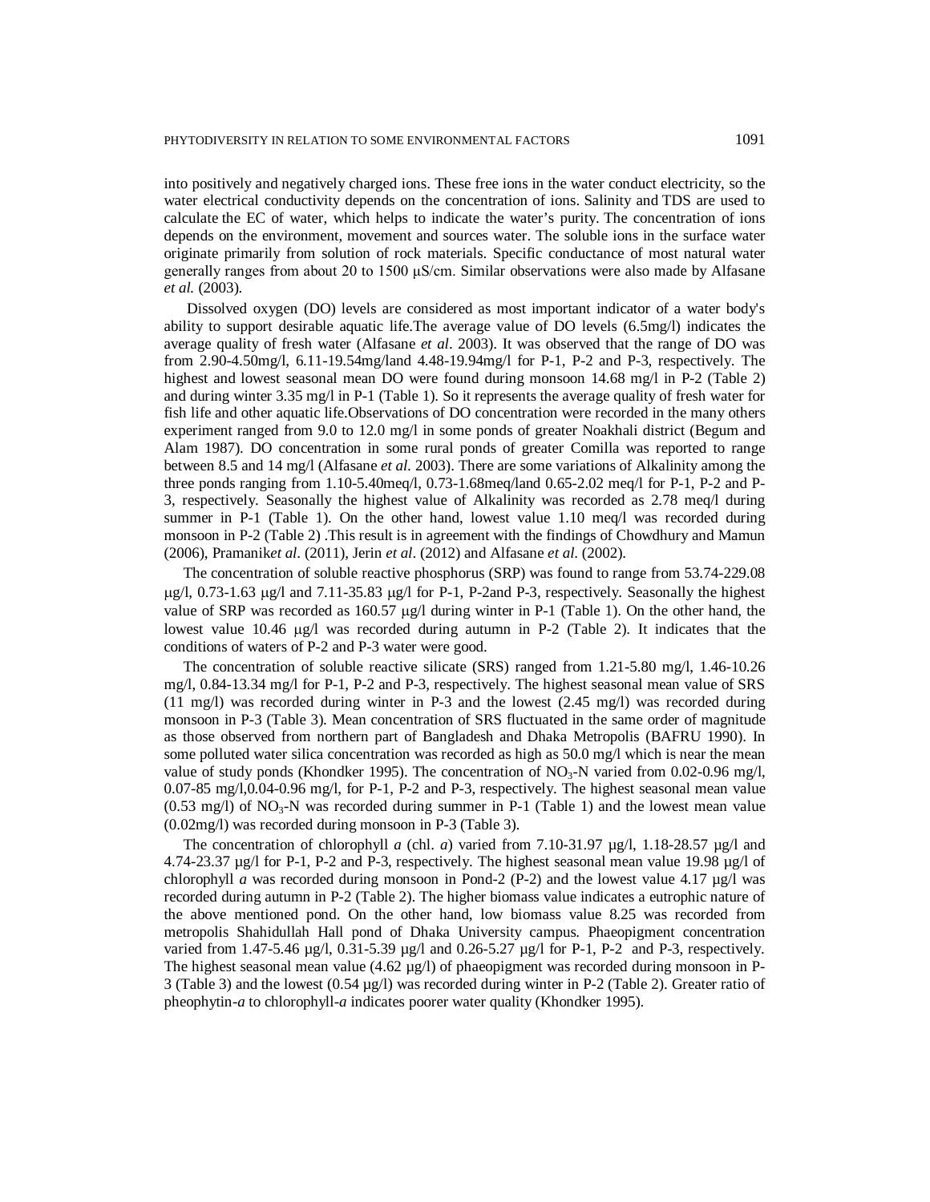into positively and negatively charged ions. These free ions in the water conduct electricity, so the water electrical conductivity depends on the concentration of ions. Salinity and TDS are used to calculate the EC of water, which helps to indicate the water's purity. The concentration of ions depends on the environment, movement and sources water. The soluble ions in the surface water originate primarily from solution of rock materials. Specific conductance of most natural water generally ranges from about 20 to 1500 μS/cm. Similar observations were also made by Alfasane *et al.* (2003).

Dissolved oxygen (DO) levels are considered as most important indicator of a water body's ability to support desirable aquatic life.The average value of DO levels (6.5mg/l) indicates the average quality of fresh water (Alfasane *et al*. 2003). It was observed that the range of DO was from 2.90-4.50mg/l, 6.11-19.54mg/land 4.48-19.94mg/l for P-1, P-2 and P-3, respectively. The highest and lowest seasonal mean DO were found during monsoon 14.68 mg/l in P-2 (Table 2) and during winter 3.35 mg/l in P-1 (Table 1). So it represents the average quality of fresh water for fish life and other aquatic life.Observations of DO concentration were recorded in the many others experiment ranged from 9.0 to 12.0 mg/l in some ponds of greater Noakhali district (Begum and Alam 1987). DO concentration in some rural ponds of greater Comilla was reported to range between 8.5 and 14 mg/l (Alfasane *et al.* 2003). There are some variations of Alkalinity among the three ponds ranging from 1.10-5.40meq/l, 0.73-1.68meq/land 0.65-2.02 meq/l for P-1, P-2 and P-3, respectively. Seasonally the highest value of Alkalinity was recorded as 2.78 meq/l during summer in P-1 (Table 1). On the other hand, lowest value 1.10 meq/l was recorded during monsoon in P-2 (Table 2) .This result is in agreement with the findings of Chowdhury and Mamun (2006), Pramanik*et al*. (2011), Jerin *et al*. (2012) and Alfasane *et al.* (2002).

The concentration of soluble reactive phosphorus (SRP) was found to range from 53.74-229.08 μg/l, 0.73-1.63 μg/l and 7.11-35.83 μg/l for P-1, P-2and P-3, respectively. Seasonally the highest value of SRP was recorded as 160.57 μg/l during winter in P-1 (Table 1). On the other hand, the lowest value 10.46 μg/l was recorded during autumn in P-2 (Table 2). It indicates that the conditions of waters of P-2 and P-3 water were good.

The concentration of soluble reactive silicate (SRS) ranged from 1.21-5.80 mg/l, 1.46-10.26 mg/l, 0.84-13.34 mg/l for P-1, P-2 and P-3, respectively. The highest seasonal mean value of SRS (11 mg/l) was recorded during winter in P-3 and the lowest (2.45 mg/l) was recorded during monsoon in P-3 (Table 3). Mean concentration of SRS fluctuated in the same order of magnitude as those observed from northern part of Bangladesh and Dhaka Metropolis (BAFRU 1990). In some polluted water silica concentration was recorded as high as 50.0 mg/l which is near the mean value of study ponds (Khondker 1995). The concentration of $NO_3$-N varied from 0.02-0.96 mg/l, 0.07-85 mg/l,0.04-0.96 mg/l, for P-1, P-2 and P-3, respectively. The highest seasonal mean value (0.53 mg/l) of $NO_3$-N was recorded during summer in P-1 (Table 1) and the lowest mean value (0.02mg/l) was recorded during monsoon in P-3 (Table 3).

The concentration of chlorophyll *a* (chl. *a*) varied from 7.10-31.97 µg/l, 1.18-28.57 µg/l and 4.74-23.37 µg/l for P-1, P-2 and P-3, respectively. The highest seasonal mean value 19.98 µg/l of chlorophyll *a* was recorded during monsoon in Pond-2 (P-2) and the lowest value 4.17 µg/l was recorded during autumn in P-2 (Table 2). The higher biomass value indicates a eutrophic nature of the above mentioned pond. On the other hand, low biomass value 8.25 was recorded from metropolis Shahidullah Hall pond of Dhaka University campus. Phaeopigment concentration varied from 1.47-5.46 µg/l, 0.31-5.39 µg/l and 0.26-5.27 µg/l for P-1, P-2 and P-3, respectively. The highest seasonal mean value (4.62 µg/l) of phaeopigment was recorded during monsoon in P-3 (Table 3) and the lowest (0.54 µg/l) was recorded during winter in P-2 (Table 2). Greater ratio of pheophytin-*a* to chlorophyll-*a* indicates poorer water quality (Khondker 1995).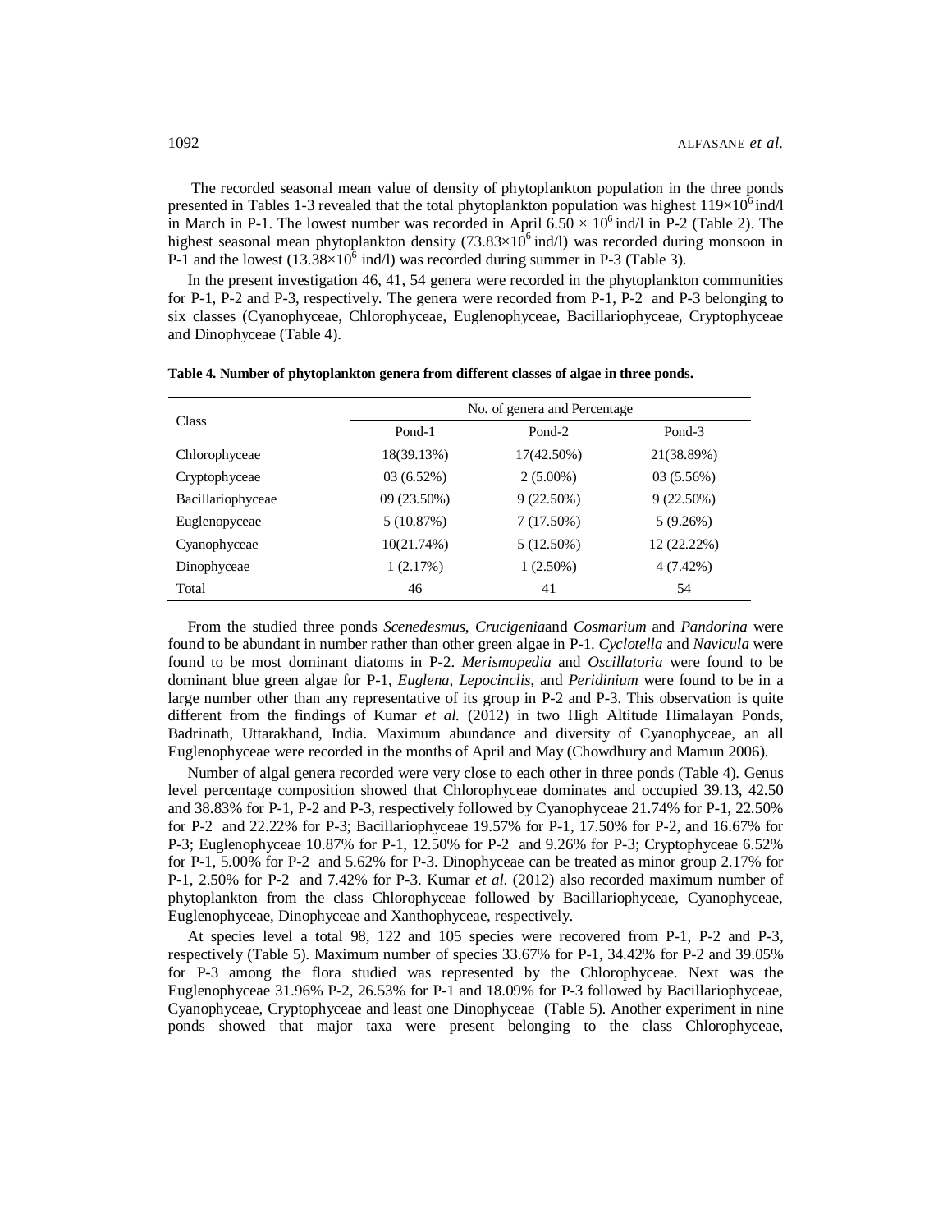The recorded seasonal mean value of density of phytoplankton population in the three ponds presented in Tables 1-3 revealed that the total phytoplankton population was highest $119\times10^6$ ind/l in March in P-1. The lowest number was recorded in April $6.50 \times 10^6$ ind/l in P-2 (Table 2). The highest seasonal mean phytoplankton density ($73.83\times10^6$ ind/l) was recorded during monsoon in P-1 and the lowest ($13.38\times10^6$ ind/l) was recorded during summer in P-3 (Table 3).

In the present investigation 46, 41, 54 genera were recorded in the phytoplankton communities for P-1, P-2 and P-3, respectively. The genera were recorded from P-1, P-2 and P-3 belonging to six classes (Cyanophyceae, Chlorophyceae, Euglenophyceae, Bacillariophyceae, Cryptophyceae and Dinophyceae (Table 4).

**Table 4. Number of phytoplankton genera from different classes of algae in three ponds.**

| Class | No. of genera and Percentage | | |
|---|---|---|---|
| | Pond-1 | Pond-2 | Pond-3 |
| Chlorophyceae | 18(39.13%) | 17(42.50%) | 21(38.89%) |
| Cryptophyceae | 03 (6.52%) | 2 (5.00%) | 03 (5.56%) |
| Bacillariophyceae | 09 (23.50%) | 9 (22.50%) | 9 (22.50%) |
| Euglenopyceae | 5 (10.87%) | 7 (17.50%) | 5 (9.26%) |
| Cyanophyceae | 10(21.74%) | 5 (12.50%) | 12 (22.22%) |
| Dinophyceae | 1 (2.17%) | 1 (2.50%) | 4 (7.42%) |
| Total | 46 | 41 | 54 |

From the studied three ponds *Scenedesmus*, *Crucigenia*and *Cosmarium* and *Pandorina* were found to be abundant in number rather than other green algae in P-1. *Cyclotella* and *Navicula* were found to be most dominant diatoms in P-2. *Merismopedia* and *Oscillatoria* were found to be dominant blue green algae for P-1, *Euglena, Lepocinclis*, and *Peridinium* were found to be in a large number other than any representative of its group in P-2 and P-3. This observation is quite different from the findings of Kumar *et al.* (2012) in two High Altitude Himalayan Ponds, Badrinath, Uttarakhand, India. Maximum abundance and diversity of Cyanophyceae, an all Euglenophyceae were recorded in the months of April and May (Chowdhury and Mamun 2006).

Number of algal genera recorded were very close to each other in three ponds (Table 4). Genus level percentage composition showed that Chlorophyceae dominates and occupied 39.13, 42.50 and 38.83% for P-1, P-2 and P-3, respectively followed by Cyanophyceae 21.74% for P-1, 22.50% for P-2 and 22.22% for P-3; Bacillariophyceae 19.57% for P-1, 17.50% for P-2, and 16.67% for P-3; Euglenophyceae 10.87% for P-1, 12.50% for P-2 and 9.26% for P-3; Cryptophyceae 6.52% for P-1, 5.00% for P-2 and 5.62% for P-3. Dinophyceae can be treated as minor group 2.17% for P-1, 2.50% for P-2 and 7.42% for P-3. Kumar *et al.* (2012) also recorded maximum number of phytoplankton from the class Chlorophyceae followed by Bacillariophyceae, Cyanophyceae, Euglenophyceae, Dinophyceae and Xanthophyceae, respectively.

At species level a total 98, 122 and 105 species were recovered from P-1, P-2 and P-3, respectively (Table 5). Maximum number of species 33.67% for P-1, 34.42% for P-2 and 39.05% for P-3 among the flora studied was represented by the Chlorophyceae. Next was the Euglenophyceae 31.96% P-2, 26.53% for P-1 and 18.09% for P-3 followed by Bacillariophyceae, Cyanophyceae, Cryptophyceae and least one Dinophyceae (Table 5). Another experiment in nine ponds showed that major taxa were present belonging to the class Chlorophyceae,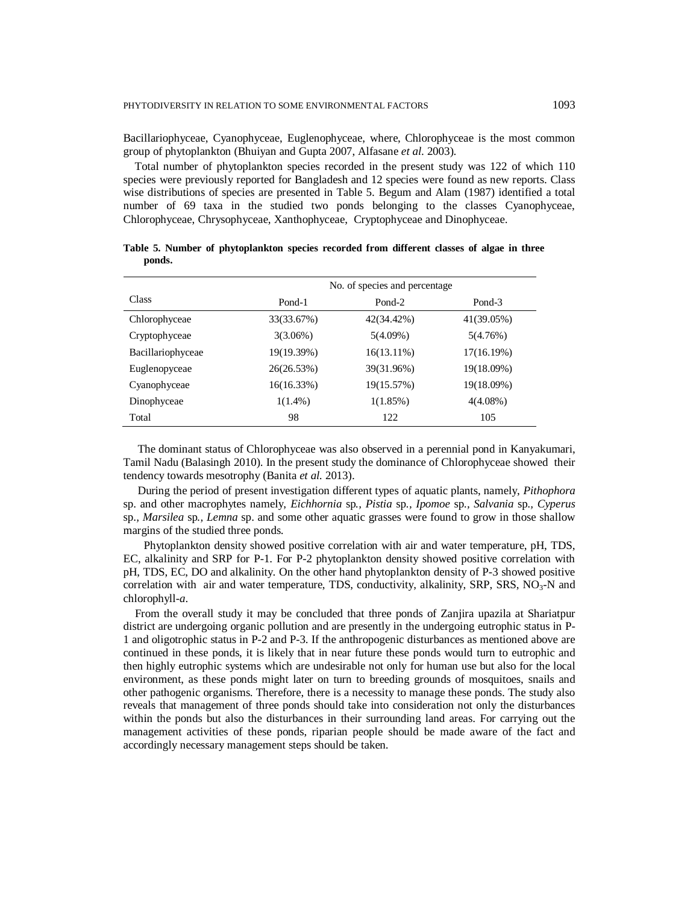Bacillariophyceae, Cyanophyceae, Euglenophyceae, where, Chlorophyceae is the most common group of phytoplankton (Bhuiyan and Gupta 2007, Alfasane *et al*. 2003).

Total number of phytoplankton species recorded in the present study was 122 of which 110 species were previously reported for Bangladesh and 12 species were found as new reports. Class wise distributions of species are presented in Table 5. Begum and Alam (1987) identified a total number of 69 taxa in the studied two ponds belonging to the classes Cyanophyceae, Chlorophyceae, Chrysophyceae, Xanthophyceae, Cryptophyceae and Dinophyceae.

**Table 5. Number of phytoplankton species recorded from different classes of algae in three ponds.**

| Class | No. of species and percentage | | |
|---|---|---|---|
| | Pond-1 | Pond-2 | Pond-3 |
| Chlorophyceae | 33(33.67%) | 42(34.42%) | 41(39.05%) |
| Cryptophyceae | 3(3.06%) | 5(4.09%) | 5(4.76%) |
| Bacillariophyceae | 19(19.39%) | 16(13.11%) | 17(16.19%) |
| Euglenopyceae | 26(26.53%) | 39(31.96%) | 19(18.09%) |
| Cyanophyceae | 16(16.33%) | 19(15.57%) | 19(18.09%) |
| Dinophyceae | 1(1.4%) | 1(1.85%) | 4(4.08%) |
| Total | 98 | 122 | 105 |

The dominant status of Chlorophyceae was also observed in a perennial pond in Kanyakumari, Tamil Nadu (Balasingh 2010). In the present study the dominance of Chlorophyceae showed their tendency towards mesotrophy (Banita *et al.* 2013).

During the period of present investigation different types of aquatic plants, namely, *Pithophora* sp. and other macrophytes namely, *Eichhornia* sp., *Pistia* sp., *Ipomoe* sp., *Salvania* sp., *Cyperus* sp., *Marsilea* sp., *Lemna* sp. and some other aquatic grasses were found to grow in those shallow margins of the studied three ponds.

Phytoplankton density showed positive correlation with air and water temperature, pH, TDS, EC, alkalinity and SRP for P-1. For P-2 phytoplankton density showed positive correlation with pH, TDS, EC, DO and alkalinity. On the other hand phytoplankton density of P-3 showed positive correlation with air and water temperature, TDS, conductivity, alkalinity, SRP, SRS, $NO_3$-N and chlorophyll-*a*.

From the overall study it may be concluded that three ponds of Zanjira upazila at Shariatpur district are undergoing organic pollution and are presently in the undergoing eutrophic status in P-1 and oligotrophic status in P-2 and P-3. If the anthropogenic disturbances as mentioned above are continued in these ponds, it is likely that in near future these ponds would turn to eutrophic and then highly eutrophic systems which are undesirable not only for human use but also for the local environment, as these ponds might later on turn to breeding grounds of mosquitoes, snails and other pathogenic organisms. Therefore, there is a necessity to manage these ponds. The study also reveals that management of three ponds should take into consideration not only the disturbances within the ponds but also the disturbances in their surrounding land areas. For carrying out the management activities of these ponds, riparian people should be made aware of the fact and accordingly necessary management steps should be taken.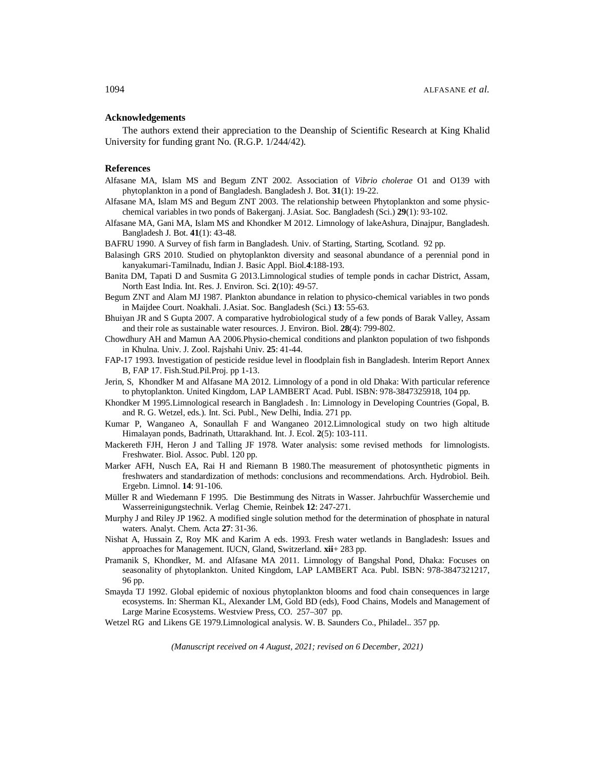## Acknowledgements

The authors extend their appreciation to the Deanship of Scientific Research at King Khalid University for funding grant No. (R.G.P. 1/244/42).

## References

Alfasane MA, Islam MS and Begum ZNT 2002. Association of *Vibrio cholerae* O1 and O139 with phytoplankton in a pond of Bangladesh. Bangladesh J. Bot. **31**(1): 19-22.

Alfasane MA, Islam MS and Begum ZNT 2003. The relationship between Phytoplankton and some physic-chemical variables in two ponds of Bakerganj. J.Asiat. Soc. Bangladesh (Sci.) **29**(1): 93-102.

Alfasane MA, Gani MA, Islam MS and Khondker M 2012. Limnology of lakeAshura, Dinajpur, Bangladesh. Bangladesh J. Bot. **41**(1): 43-48.

BAFRU 1990. A Survey of fish farm in Bangladesh. Univ. of Starting, Starting, Scotland. 92 pp.

Balasingh GRS 2010. Studied on phytoplankton diversity and seasonal abundance of a perennial pond in kanyakumari-Tamilnadu, Indian J. Basic Appl. Biol.**4**:188-193.

Banita DM, Tapati D and Susmita G 2013.Limnological studies of temple ponds in cachar District, Assam, North East India. Int. Res. J. Environ. Sci. **2**(10): 49-57.

Begum ZNT and Alam MJ 1987. Plankton abundance in relation to physico-chemical variables in two ponds in Maijdee Court. Noakhali. J.Asiat. Soc. Bangladesh (Sci.) **13**: 55-63.

Bhuiyan JR and S Gupta 2007. A comparative hydrobiological study of a few ponds of Barak Valley, Assam and their role as sustainable water resources. J. Environ. Biol. **28**(4): 799-802.

Chowdhury AH and Mamun AA 2006.Physio-chemical conditions and plankton population of two fishponds in Khulna. Univ. J. Zool. Rajshahi Univ. **25**: 41-44.

FAP-17 1993. Investigation of pesticide residue level in floodplain fish in Bangladesh. Interim Report Annex B, FAP 17. Fish.Stud.Pil.Proj. pp 1-13.

Jerin, S, Khondker M and Alfasane MA 2012. Limnology of a pond in old Dhaka: With particular reference to phytoplankton. United Kingdom, LAP LAMBERT Acad. Publ. ISBN: 978-3847325918, 104 pp.

Khondker M 1995.Limnological research in Bangladesh . In: Limnology in Developing Countries (Gopal, B. and R. G. Wetzel, eds.). Int. Sci. Publ., New Delhi, India. 271 pp.

Kumar P, Wanganeo A, Sonaullah F and Wanganeo 2012.Limnological study on two high altitude Himalayan ponds, Badrinath, Uttarakhand. Int. J. Ecol. **2**(5): 103-111.

Mackereth FJH, Heron J and Talling JF 1978. Water analysis: some revised methods for limnologists. Freshwater. Biol. Assoc. Publ. 120 pp.

Marker AFH, Nusch EA, Rai H and Riemann B 1980.The measurement of photosynthetic pigments in freshwaters and standardization of methods: conclusions and recommendations. Arch. Hydrobiol. Beih. Ergebn. Limnol. **14**: 91-106.

Müller R and Wiedemann F 1995. Die Bestimmung des Nitrats in Wasser. Jahrbuchfür Wasserchemie und Wasserreinigungstechnik. Verlag Chemie, Reinbek **12**: 247-271.

Murphy J and Riley JP 1962. A modified single solution method for the determination of phosphate in natural waters. Analyt. Chem. Acta **27**: 31-36.

Nishat A, Hussain Z, Roy MK and Karim A eds. 1993. Fresh water wetlands in Bangladesh: Issues and approaches for Management. IUCN, Gland, Switzerland. **xii**+ 283 pp.

Pramanik S, Khondker, M. and Alfasane MA 2011. Limnology of Bangshal Pond, Dhaka: Focuses on seasonality of phytoplankton. United Kingdom, LAP LAMBERT Aca. Publ. ISBN: 978-3847321217, 96 pp.

Smayda TJ 1992. Global epidemic of noxious phytoplankton blooms and food chain consequences in large ecosystems. In: Sherman KL, Alexander LM, Gold BD (eds), Food Chains, Models and Management of Large Marine Ecosystems. Westview Press, CO. 257–307 pp.

Wetzel RG and Likens GE 1979.Limnological analysis. W. B. Saunders Co., Philadel.. 357 pp.

*(Manuscript received on 4 August, 2021; revised on 6 December, 2021)*